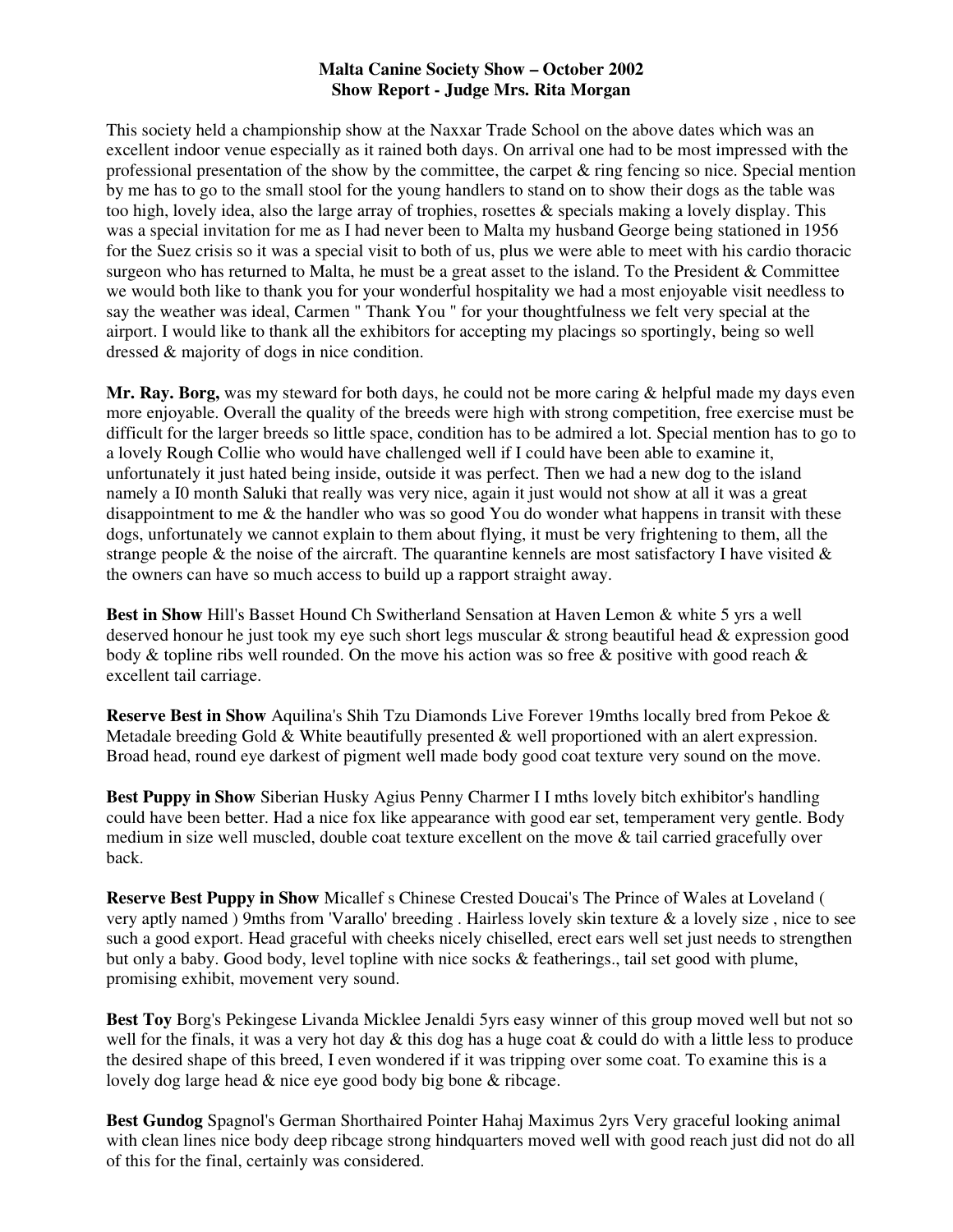**Malta Canine Society Show – October 2002**
**Show Report - Judge Mrs. Rita Morgan**

This society held a championship show at the Naxxar Trade School on the above dates which was an excellent indoor venue especially as it rained both days. On arrival one had to be most impressed with the professional presentation of the show by the committee, the carpet & ring fencing so nice. Special mention by me has to go to the small stool for the young handlers to stand on to show their dogs as the table was too high, lovely idea, also the large array of trophies, rosettes & specials making a lovely display. This was a special invitation for me as I had never been to Malta my husband George being stationed in 1956 for the Suez crisis so it was a special visit to both of us, plus we were able to meet with his cardio thoracic surgeon who has returned to Malta, he must be a great asset to the island. To the President & Committee we would both like to thank you for your wonderful hospitality we had a most enjoyable visit needless to say the weather was ideal, Carmen " Thank You " for your thoughtfulness we felt very special at the airport. I would like to thank all the exhibitors for accepting my placings so sportingly, being so well dressed & majority of dogs in nice condition.

**Mr. Ray. Borg,** was my steward for both days, he could not be more caring & helpful made my days even more enjoyable. Overall the quality of the breeds were high with strong competition, free exercise must be difficult for the larger breeds so little space, condition has to be admired a lot. Special mention has to go to a lovely Rough Collie who would have challenged well if I could have been able to examine it, unfortunately it just hated being inside, outside it was perfect. Then we had a new dog to the island namely a I0 month Saluki that really was very nice, again it just would not show at all it was a great disappointment to me & the handler who was so good You do wonder what happens in transit with these dogs, unfortunately we cannot explain to them about flying, it must be very frightening to them, all the strange people & the noise of the aircraft. The quarantine kennels are most satisfactory I have visited & the owners can have so much access to build up a rapport straight away.

**Best in Show** Hill's Basset Hound Ch Switherland Sensation at Haven Lemon & white 5 yrs a well deserved honour he just took my eye such short legs muscular & strong beautiful head & expression good body & topline ribs well rounded. On the move his action was so free & positive with good reach & excellent tail carriage.

**Reserve Best in Show** Aquilina's Shih Tzu Diamonds Live Forever 19mths locally bred from Pekoe & Metadale breeding Gold & White beautifully presented & well proportioned with an alert expression. Broad head, round eye darkest of pigment well made body good coat texture very sound on the move.

**Best Puppy in Show** Siberian Husky Agius Penny Charmer I I mths lovely bitch exhibitor's handling could have been better. Had a nice fox like appearance with good ear set, temperament very gentle. Body medium in size well muscled, double coat texture excellent on the move & tail carried gracefully over back.

**Reserve Best Puppy in Show** Micallef s Chinese Crested Doucai's The Prince of Wales at Loveland ( very aptly named ) 9mths from 'Varallo' breeding . Hairless lovely skin texture & a lovely size , nice to see such a good export. Head graceful with cheeks nicely chiselled, erect ears well set just needs to strengthen but only a baby. Good body, level topline with nice socks & featherings., tail set good with plume, promising exhibit, movement very sound.

**Best Toy** Borg's Pekingese Livanda Micklee Jenaldi 5yrs easy winner of this group moved well but not so well for the finals, it was a very hot day & this dog has a huge coat & could do with a little less to produce the desired shape of this breed, I even wondered if it was tripping over some coat. To examine this is a lovely dog large head & nice eye good body big bone & ribcage.

**Best Gundog** Spagnol's German Shorthaired Pointer Hahaj Maximus 2yrs Very graceful looking animal with clean lines nice body deep ribcage strong hindquarters moved well with good reach just did not do all of this for the final, certainly was considered.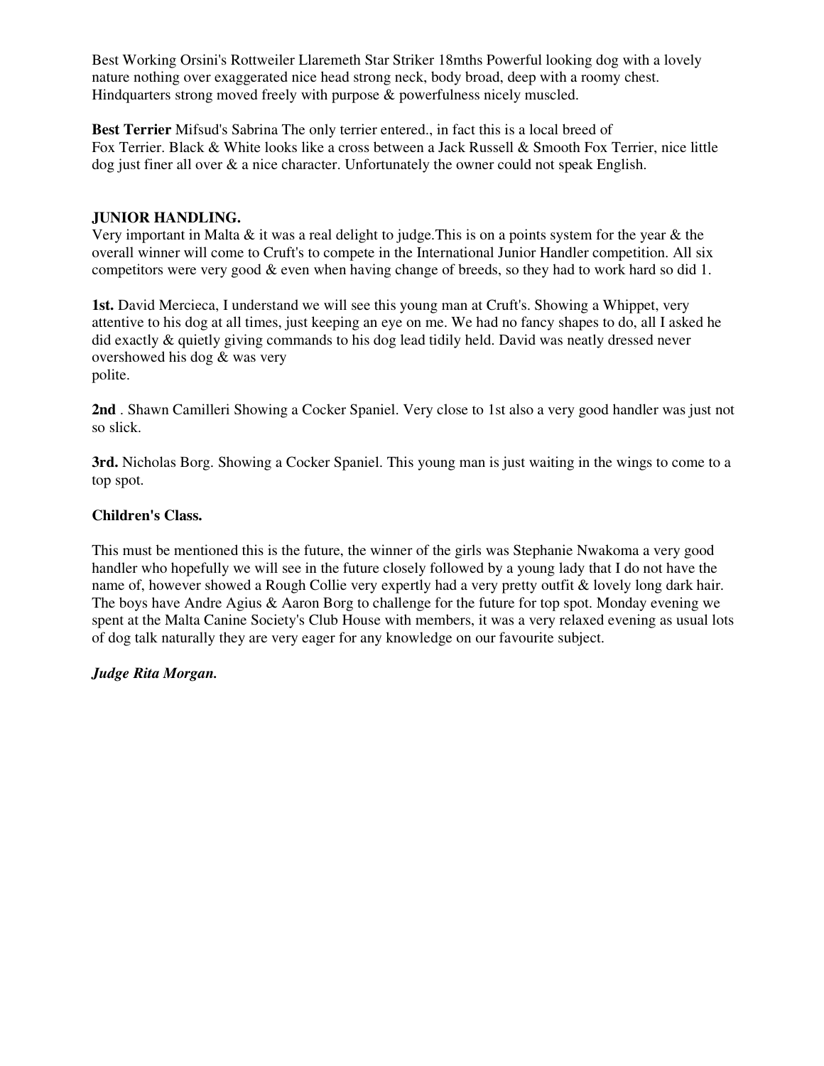Best Working Orsini's Rottweiler Llaremeth Star Striker 18mths Powerful looking dog with a lovely nature nothing over exaggerated nice head strong neck, body broad, deep with a roomy chest. Hindquarters strong moved freely with purpose & powerfulness nicely muscled.

**Best Terrier** Mifsud's Sabrina The only terrier entered., in fact this is a local breed of Fox Terrier. Black & White looks like a cross between a Jack Russell & Smooth Fox Terrier, nice little dog just finer all over & a nice character. Unfortunately the owner could not speak English.

**JUNIOR HANDLING.**

Very important in Malta & it was a real delight to judge.This is on a points system for the year & the overall winner will come to Cruft's to compete in the International Junior Handler competition. All six competitors were very good & even when having change of breeds, so they had to work hard so did 1.

**1st.** David Mercieca, I understand we will see this young man at Cruft's. Showing a Whippet, very attentive to his dog at all times, just keeping an eye on me. We had no fancy shapes to do, all I asked he did exactly & quietly giving commands to his dog lead tidily held. David was neatly dressed never overshowed his dog & was very polite.

**2nd** . Shawn Camilleri Showing a Cocker Spaniel. Very close to 1st also a very good handler was just not so slick.

**3rd.** Nicholas Borg. Showing a Cocker Spaniel. This young man is just waiting in the wings to come to a top spot.

**Children's Class.**

This must be mentioned this is the future, the winner of the girls was Stephanie Nwakoma a very good handler who hopefully we will see in the future closely followed by a young lady that I do not have the name of, however showed a Rough Collie very expertly had a very pretty outfit & lovely long dark hair. The boys have Andre Agius & Aaron Borg to challenge for the future for top spot. Monday evening we spent at the Malta Canine Society's Club House with members, it was a very relaxed evening as usual lots of dog talk naturally they are very eager for any knowledge on our favourite subject.

***Judge Rita Morgan.***